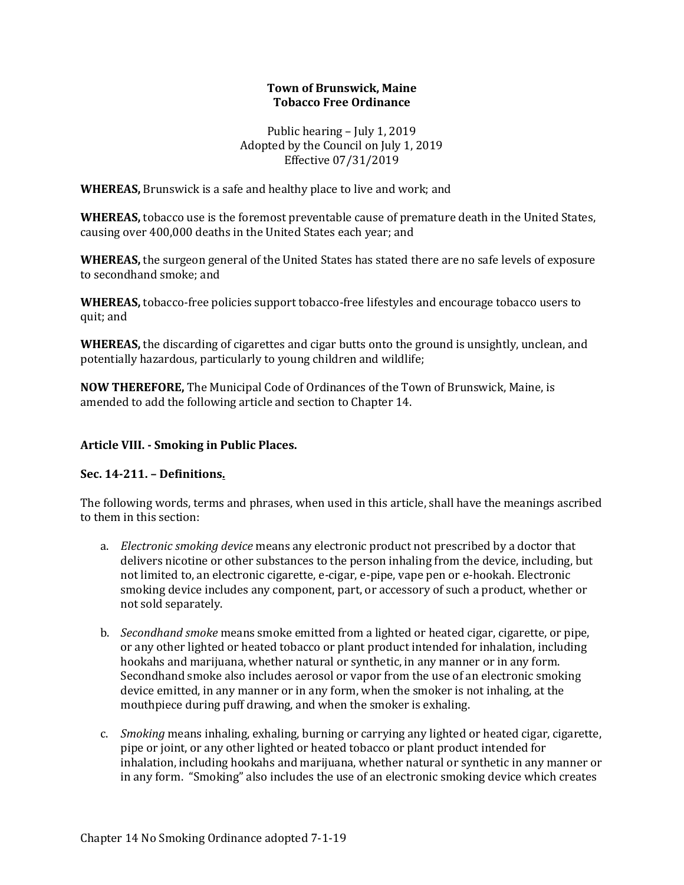**Town of Brunswick, Maine**
**Tobacco Free Ordinance**

Public hearing – July 1, 2019
Adopted by the Council on July 1, 2019
Effective 07/31/2019

**WHEREAS,** Brunswick is a safe and healthy place to live and work; and

**WHEREAS,** tobacco use is the foremost preventable cause of premature death in the United States, causing over 400,000 deaths in the United States each year; and

**WHEREAS,** the surgeon general of the United States has stated there are no safe levels of exposure to secondhand smoke; and

**WHEREAS,** tobacco-free policies support tobacco-free lifestyles and encourage tobacco users to quit; and

**WHEREAS,** the discarding of cigarettes and cigar butts onto the ground is unsightly, unclean, and potentially hazardous, particularly to young children and wildlife;

**NOW THEREFORE,** The Municipal Code of Ordinances of the Town of Brunswick, Maine, is amended to add the following article and section to Chapter 14.

**Article VIII. - Smoking in Public Places.**

**Sec. 14-211. – Definitions.**

The following words, terms and phrases, when used in this article, shall have the meanings ascribed to them in this section:

a. *Electronic smoking device* means any electronic product not prescribed by a doctor that delivers nicotine or other substances to the person inhaling from the device, including, but not limited to, an electronic cigarette, e-cigar, e-pipe, vape pen or e-hookah. Electronic smoking device includes any component, part, or accessory of such a product, whether or not sold separately.

b. *Secondhand smoke* means smoke emitted from a lighted or heated cigar, cigarette, or pipe, or any other lighted or heated tobacco or plant product intended for inhalation, including hookahs and marijuana, whether natural or synthetic, in any manner or in any form. Secondhand smoke also includes aerosol or vapor from the use of an electronic smoking device emitted, in any manner or in any form, when the smoker is not inhaling, at the mouthpiece during puff drawing, and when the smoker is exhaling.

c. *Smoking* means inhaling, exhaling, burning or carrying any lighted or heated cigar, cigarette, pipe or joint, or any other lighted or heated tobacco or plant product intended for inhalation, including hookahs and marijuana, whether natural or synthetic in any manner or in any form. "Smoking" also includes the use of an electronic smoking device which creates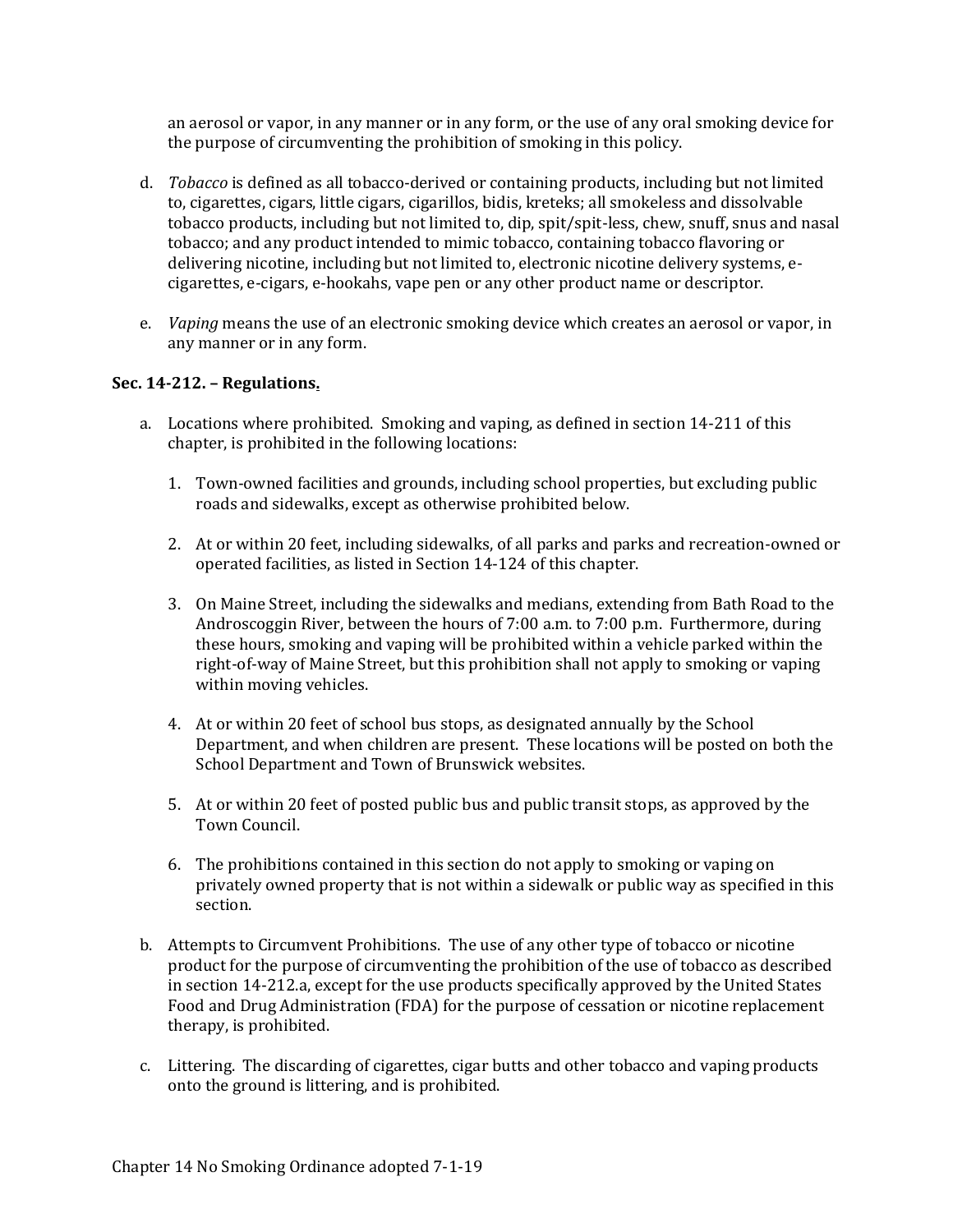an aerosol or vapor, in any manner or in any form, or the use of any oral smoking device for the purpose of circumventing the prohibition of smoking in this policy.

d. *Tobacco* is defined as all tobacco-derived or containing products, including but not limited to, cigarettes, cigars, little cigars, cigarillos, bidis, kreteks; all smokeless and dissolvable tobacco products, including but not limited to, dip, spit/spit-less, chew, snuff, snus and nasal tobacco; and any product intended to mimic tobacco, containing tobacco flavoring or delivering nicotine, including but not limited to, electronic nicotine delivery systems, e-cigarettes, e-cigars, e-hookahs, vape pen or any other product name or descriptor.

e. *Vaping* means the use of an electronic smoking device which creates an aerosol or vapor, in any manner or in any form.

**Sec. 14-212. – Regulations.**

a. Locations where prohibited. Smoking and vaping, as defined in section 14-211 of this chapter, is prohibited in the following locations:

   1. Town-owned facilities and grounds, including school properties, but excluding public roads and sidewalks, except as otherwise prohibited below.

   2. At or within 20 feet, including sidewalks, of all parks and parks and recreation-owned or operated facilities, as listed in Section 14-124 of this chapter.

   3. On Maine Street, including the sidewalks and medians, extending from Bath Road to the Androscoggin River, between the hours of 7:00 a.m. to 7:00 p.m. Furthermore, during these hours, smoking and vaping will be prohibited within a vehicle parked within the right-of-way of Maine Street, but this prohibition shall not apply to smoking or vaping within moving vehicles.

   4. At or within 20 feet of school bus stops, as designated annually by the School Department, and when children are present. These locations will be posted on both the School Department and Town of Brunswick websites.

   5. At or within 20 feet of posted public bus and public transit stops, as approved by the Town Council.

   6. The prohibitions contained in this section do not apply to smoking or vaping on privately owned property that is not within a sidewalk or public way as specified in this section.

b. Attempts to Circumvent Prohibitions. The use of any other type of tobacco or nicotine product for the purpose of circumventing the prohibition of the use of tobacco as described in section 14-212.a, except for the use products specifically approved by the United States Food and Drug Administration (FDA) for the purpose of cessation or nicotine replacement therapy, is prohibited.

c. Littering. The discarding of cigarettes, cigar butts and other tobacco and vaping products onto the ground is littering, and is prohibited.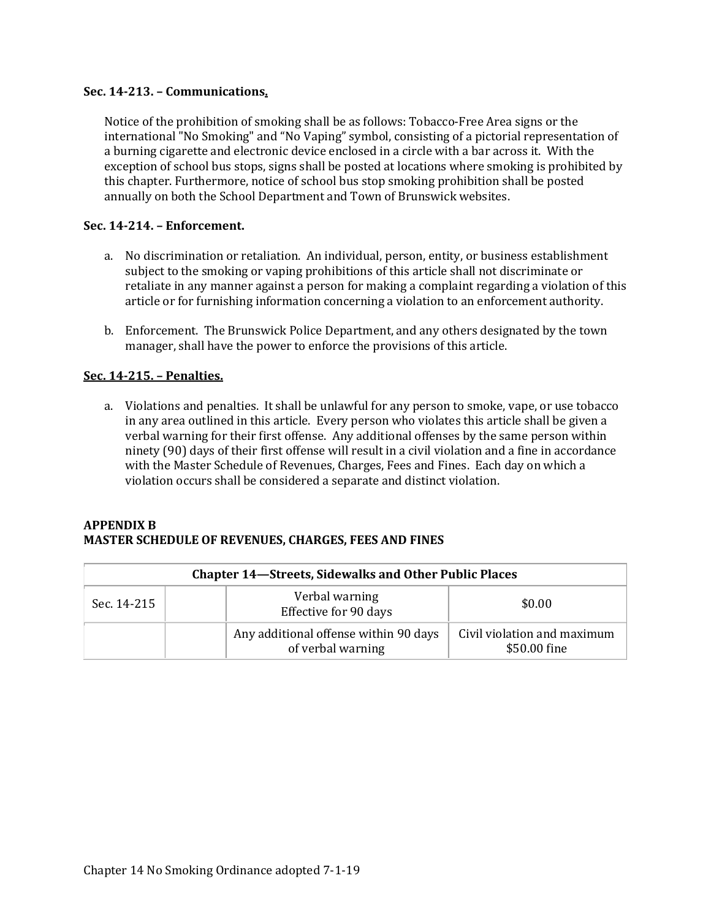### Sec. 14-213. – Communications.

Notice of the prohibition of smoking shall be as follows: Tobacco-Free Area signs or the international "No Smoking" and "No Vaping" symbol, consisting of a pictorial representation of a burning cigarette and electronic device enclosed in a circle with a bar across it. With the exception of school bus stops, signs shall be posted at locations where smoking is prohibited by this chapter. Furthermore, notice of school bus stop smoking prohibition shall be posted annually on both the School Department and Town of Brunswick websites.

### Sec. 14-214. – Enforcement.

a. No discrimination or retaliation. An individual, person, entity, or business establishment subject to the smoking or vaping prohibitions of this article shall not discriminate or retaliate in any manner against a person for making a complaint regarding a violation of this article or for furnishing information concerning a violation to an enforcement authority.

b. Enforcement. The Brunswick Police Department, and any others designated by the town manager, shall have the power to enforce the provisions of this article.

### Sec. 14-215. – Penalties.

a. Violations and penalties. It shall be unlawful for any person to smoke, vape, or use tobacco in any area outlined in this article. Every person who violates this article shall be given a verbal warning for their first offense. Any additional offenses by the same person within ninety (90) days of their first offense will result in a civil violation and a fine in accordance with the Master Schedule of Revenues, Charges, Fees and Fines. Each day on which a violation occurs shall be considered a separate and distinct violation.

## APPENDIX B
## MASTER SCHEDULE OF REVENUES, CHARGES, FEES AND FINES

| Chapter 14—Streets, Sidewalks and Other Public Places | | | |
|---|---|---|---|
| Sec. 14-215 | | Verbal warning<br>Effective for 90 days | $0.00 |
| | | Any additional offense within 90 days of verbal warning | Civil violation and maximum $50.00 fine |

Chapter 14 No Smoking Ordinance adopted 7-1-19